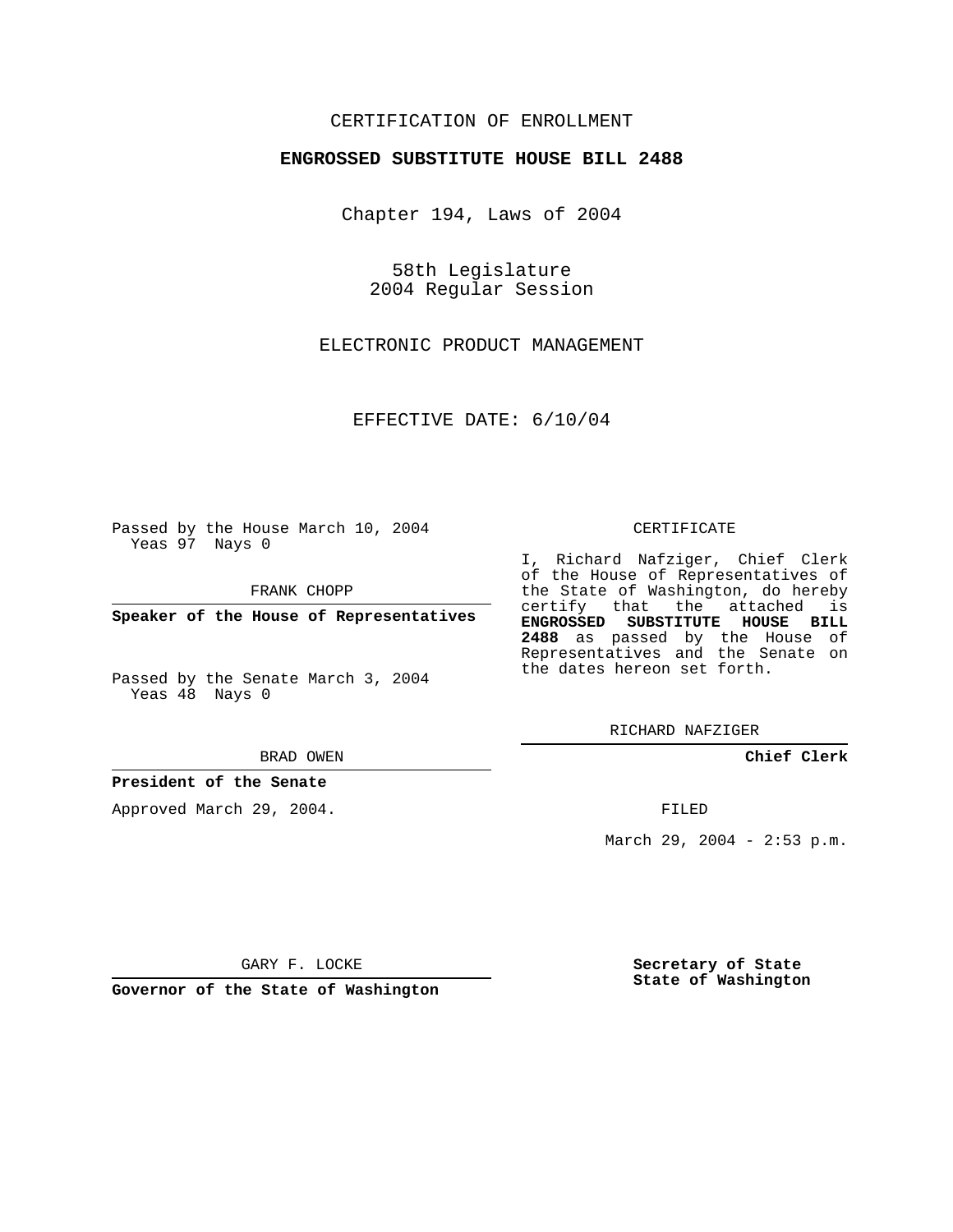CERTIFICATION OF ENROLLMENT

**ENGROSSED SUBSTITUTE HOUSE BILL 2488**

Chapter 194, Laws of 2004

58th Legislature
2004 Regular Session

ELECTRONIC PRODUCT MANAGEMENT

EFFECTIVE DATE: 6/10/04

Passed by the House March 10, 2004
Yeas 97 Nays 0

FRANK CHOPP

**Speaker of the House of Representatives**

Passed by the Senate March 3, 2004
Yeas 48 Nays 0

BRAD OWEN

**President of the Senate**

Approved March 29, 2004.

GARY F. LOCKE

**Governor of the State of Washington**

CERTIFICATE

I, Richard Nafziger, Chief Clerk of the House of Representatives of the State of Washington, do hereby certify that the attached is **ENGROSSED SUBSTITUTE HOUSE BILL 2488** as passed by the House of Representatives and the Senate on the dates hereon set forth.

RICHARD NAFZIGER

**Chief Clerk**

FILED

March 29, 2004 - 2:53 p.m.

**Secretary of State**
**State of Washington**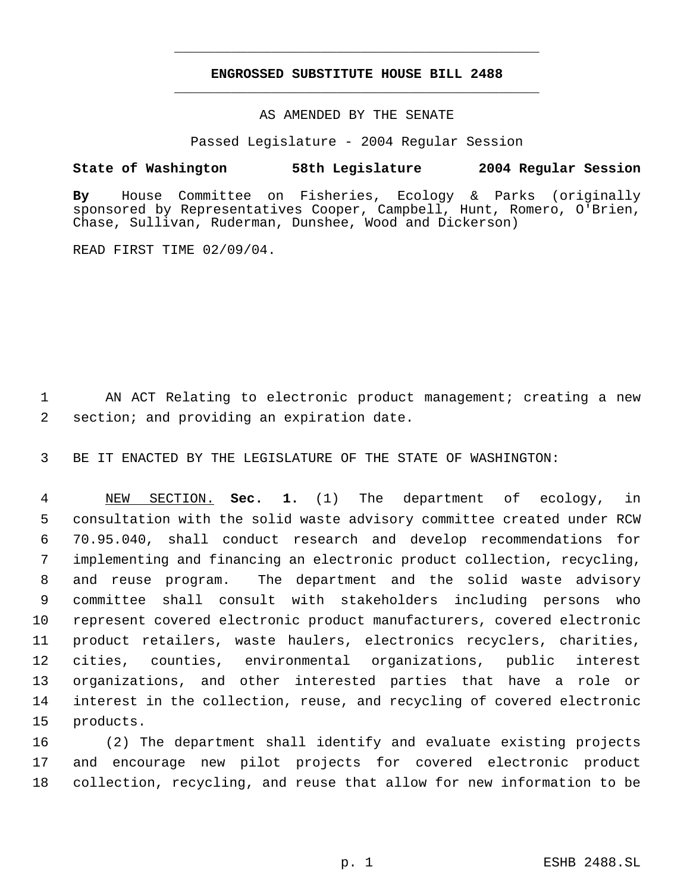# ENGROSSED SUBSTITUTE HOUSE BILL 2488

AS AMENDED BY THE SENATE

Passed Legislature - 2004 Regular Session

**State of Washington 58th Legislature 2004 Regular Session**

**By** House Committee on Fisheries, Ecology & Parks (originally sponsored by Representatives Cooper, Campbell, Hunt, Romero, O'Brien, Chase, Sullivan, Ruderman, Dunshee, Wood and Dickerson)

READ FIRST TIME 02/09/04.

AN ACT Relating to electronic product management; creating a new section; and providing an expiration date.

BE IT ENACTED BY THE LEGISLATURE OF THE STATE OF WASHINGTON:

NEW SECTION. **Sec. 1.** (1) The department of ecology, in consultation with the solid waste advisory committee created under RCW 70.95.040, shall conduct research and develop recommendations for implementing and financing an electronic product collection, recycling, and reuse program. The department and the solid waste advisory committee shall consult with stakeholders including persons who represent covered electronic product manufacturers, covered electronic product retailers, waste haulers, electronics recyclers, charities, cities, counties, environmental organizations, public interest organizations, and other interested parties that have a role or interest in the collection, reuse, and recycling of covered electronic products.

(2) The department shall identify and evaluate existing projects and encourage new pilot projects for covered electronic product collection, recycling, and reuse that allow for new information to be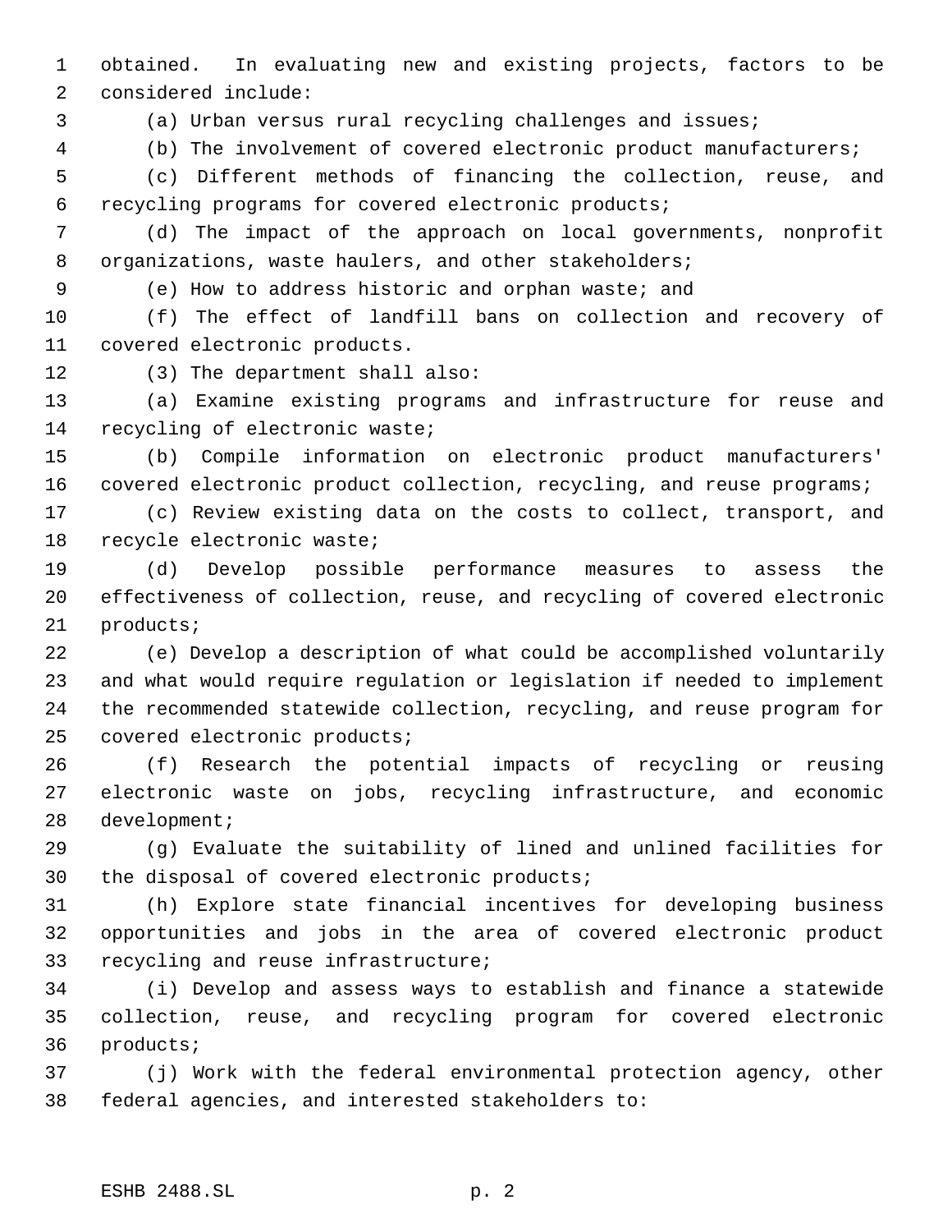obtained. In evaluating new and existing projects, factors to be considered include:

(a) Urban versus rural recycling challenges and issues;

(b) The involvement of covered electronic product manufacturers;

(c) Different methods of financing the collection, reuse, and recycling programs for covered electronic products;

(d) The impact of the approach on local governments, nonprofit organizations, waste haulers, and other stakeholders;

(e) How to address historic and orphan waste; and

(f) The effect of landfill bans on collection and recovery of covered electronic products.

(3) The department shall also:

(a) Examine existing programs and infrastructure for reuse and recycling of electronic waste;

(b) Compile information on electronic product manufacturers' covered electronic product collection, recycling, and reuse programs;

(c) Review existing data on the costs to collect, transport, and recycle electronic waste;

(d) Develop possible performance measures to assess the effectiveness of collection, reuse, and recycling of covered electronic products;

(e) Develop a description of what could be accomplished voluntarily and what would require regulation or legislation if needed to implement the recommended statewide collection, recycling, and reuse program for covered electronic products;

(f) Research the potential impacts of recycling or reusing electronic waste on jobs, recycling infrastructure, and economic development;

(g) Evaluate the suitability of lined and unlined facilities for the disposal of covered electronic products;

(h) Explore state financial incentives for developing business opportunities and jobs in the area of covered electronic product recycling and reuse infrastructure;

(i) Develop and assess ways to establish and finance a statewide collection, reuse, and recycling program for covered electronic products;

(j) Work with the federal environmental protection agency, other federal agencies, and interested stakeholders to: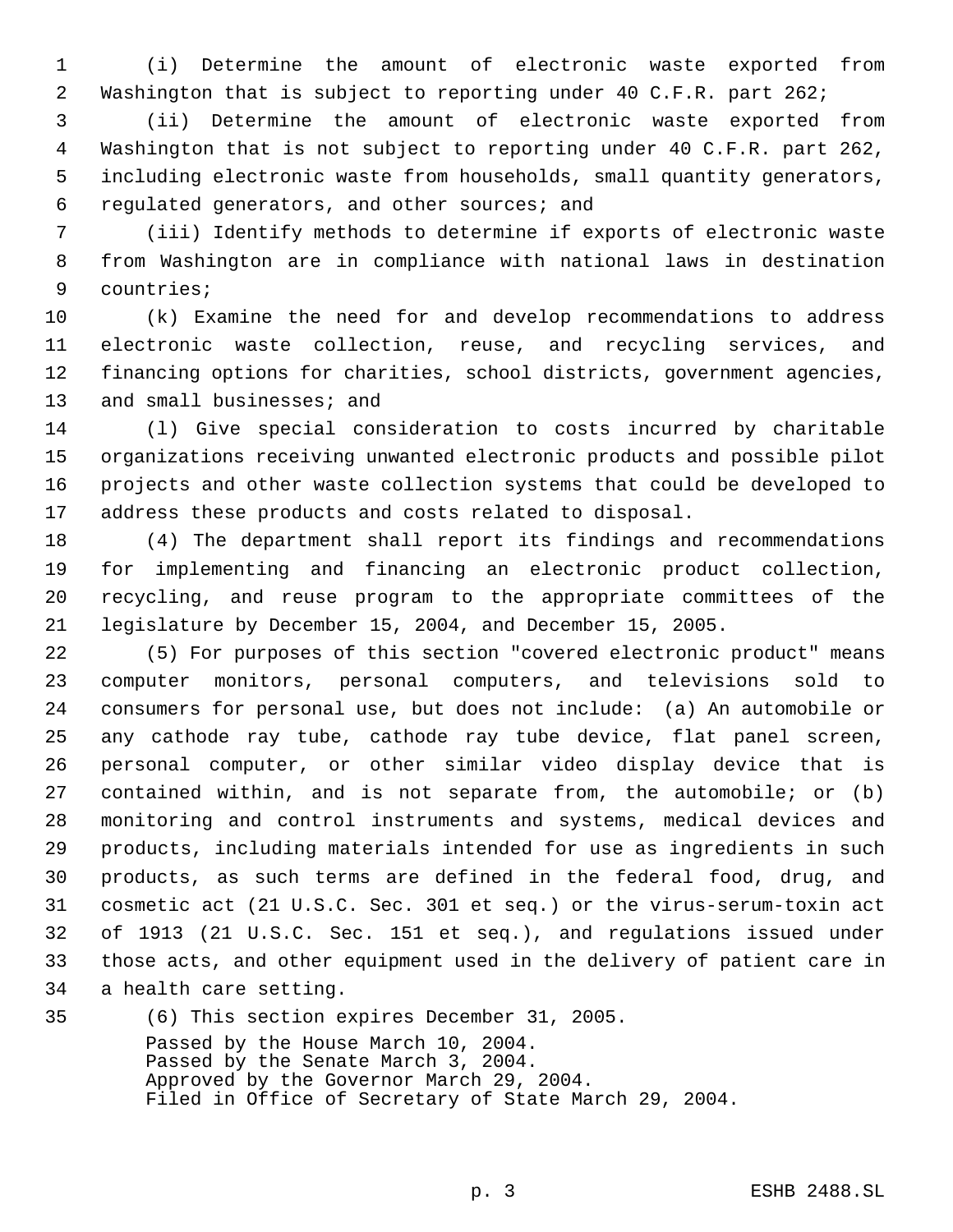(i) Determine the amount of electronic waste exported from Washington that is subject to reporting under 40 C.F.R. part 262;

(ii) Determine the amount of electronic waste exported from Washington that is not subject to reporting under 40 C.F.R. part 262, including electronic waste from households, small quantity generators, regulated generators, and other sources; and

(iii) Identify methods to determine if exports of electronic waste from Washington are in compliance with national laws in destination countries;

(k) Examine the need for and develop recommendations to address electronic waste collection, reuse, and recycling services, and financing options for charities, school districts, government agencies, and small businesses; and

(l) Give special consideration to costs incurred by charitable organizations receiving unwanted electronic products and possible pilot projects and other waste collection systems that could be developed to address these products and costs related to disposal.

(4) The department shall report its findings and recommendations for implementing and financing an electronic product collection, recycling, and reuse program to the appropriate committees of the legislature by December 15, 2004, and December 15, 2005.

(5) For purposes of this section "covered electronic product" means computer monitors, personal computers, and televisions sold to consumers for personal use, but does not include: (a) An automobile or any cathode ray tube, cathode ray tube device, flat panel screen, personal computer, or other similar video display device that is contained within, and is not separate from, the automobile; or (b) monitoring and control instruments and systems, medical devices and products, including materials intended for use as ingredients in such products, as such terms are defined in the federal food, drug, and cosmetic act (21 U.S.C. Sec. 301 et seq.) or the virus-serum-toxin act of 1913 (21 U.S.C. Sec. 151 et seq.), and regulations issued under those acts, and other equipment used in the delivery of patient care in a health care setting.

(6) This section expires December 31, 2005.

Passed by the House March 10, 2004.
Passed by the Senate March 3, 2004.
Approved by the Governor March 29, 2004.
Filed in Office of Secretary of State March 29, 2004.